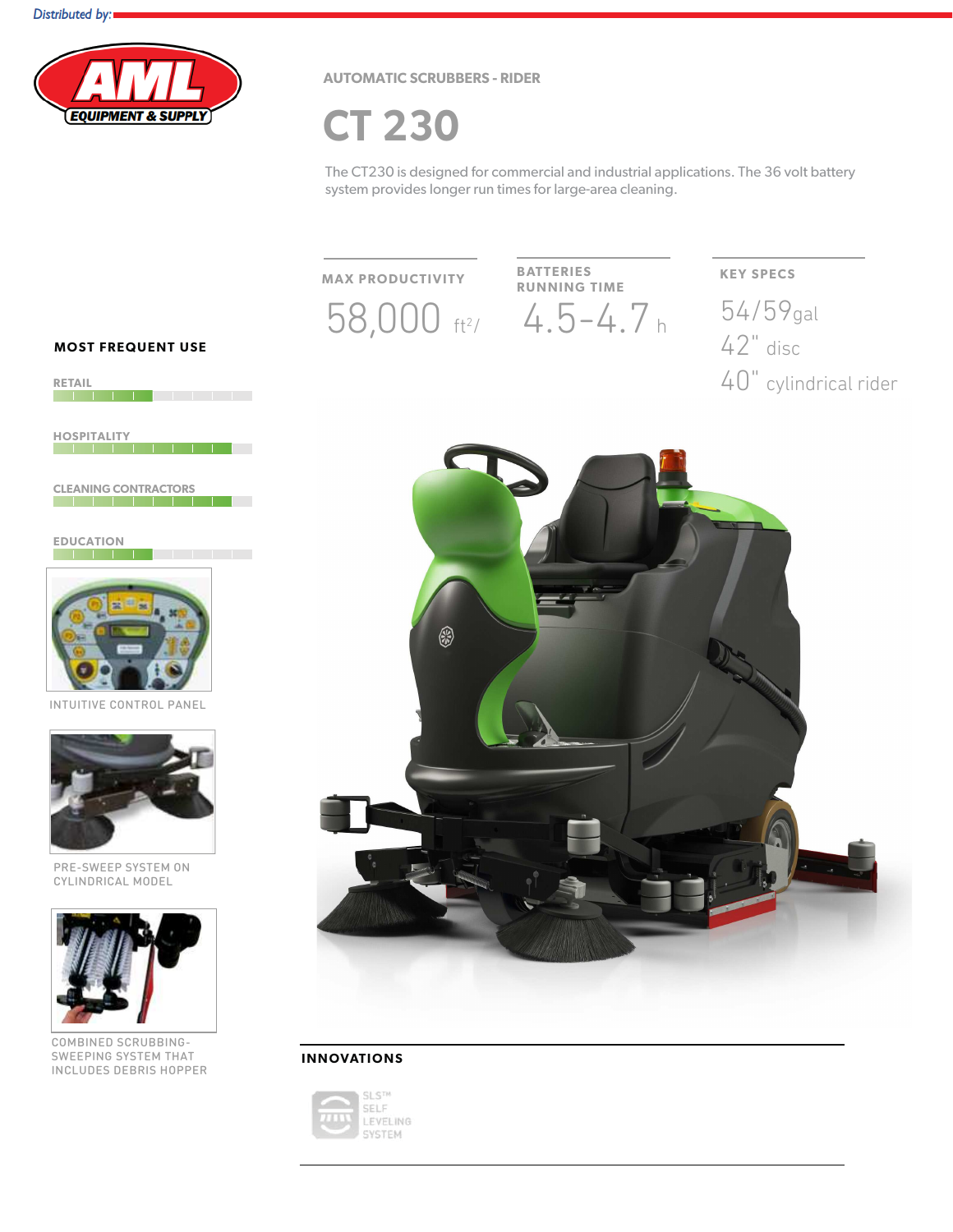Distributed by:

AML EQUIPMENT & SUPPLY

AUTOMATIC SCRUBBERS - RIDER

# CT 230

The CT230 is designed for commercial and industrial applications. The 36 volt battery system provides longer run times for large-area cleaning.

**MAX PRODUCTIVITY**

58,000 $ft^2$/

**BATTERIES RUNNING TIME**

4.5-4.7 h

**KEY SPECS**

54/59gal

42" disc

40" cylindrical rider

## MOST FREQUENT USE

RETAIL

HOSPITALITY

CLEANING CONTRACTORS

EDUCATION

INTUITIVE CONTROL PANEL

PRE-SWEEP SYSTEM ON CYLINDRICAL MODEL

COMBINED SCRUBBING-SWEEPING SYSTEM THAT INCLUDES DEBRIS HOPPER

## INNOVATIONS

SLS™ SELF LEVELING SYSTEM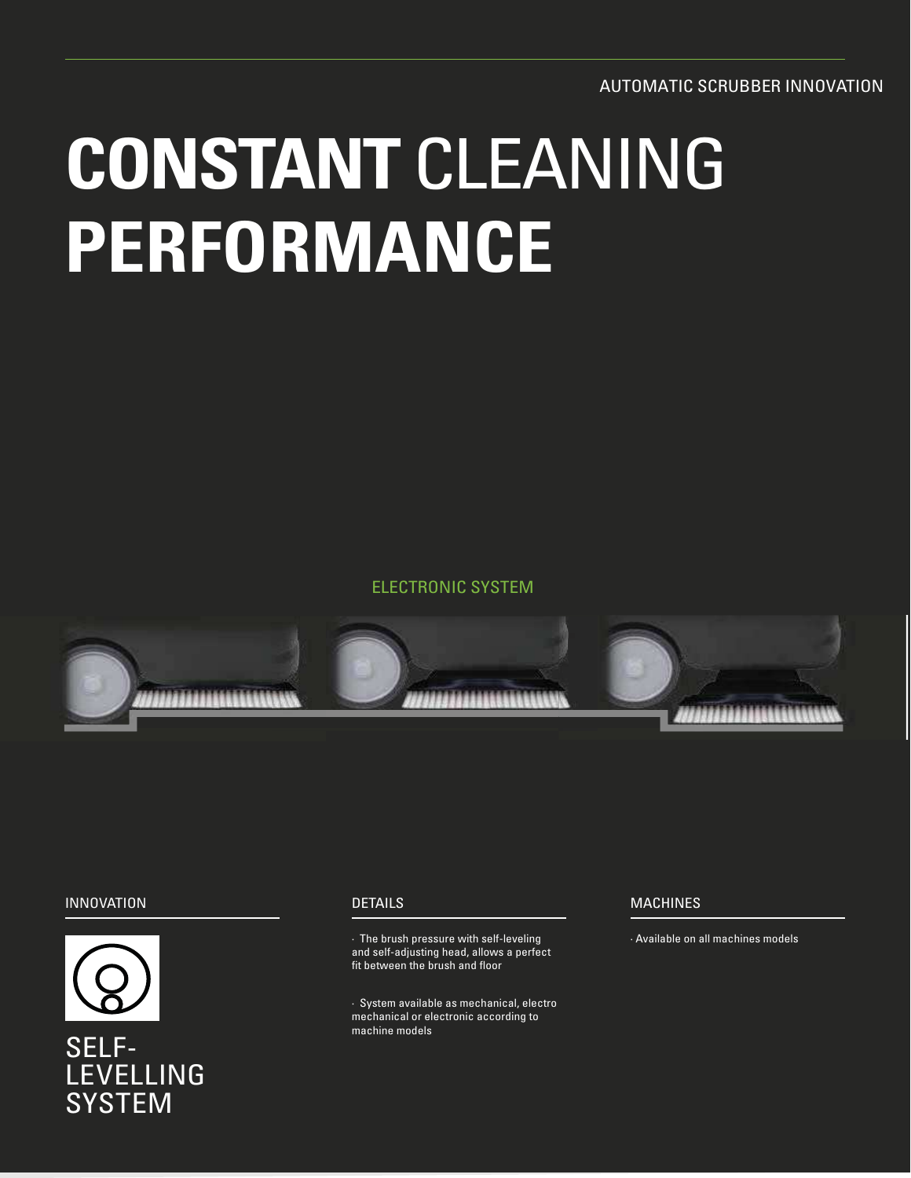AUTOMATIC SCRUBBER INNOVATION

# **CONSTANT** CLEANING **PERFORMANCE**

ELECTRONIC SYSTEM

## INNOVATION

SELF-LEVELLING SYSTEM

## DETAILS

- The brush pressure with self-leveling and self-adjusting head, allows a perfect fit between the brush and floor
- System available as mechanical, electro mechanical or electronic according to machine models

## MACHINES

- Available on all machines models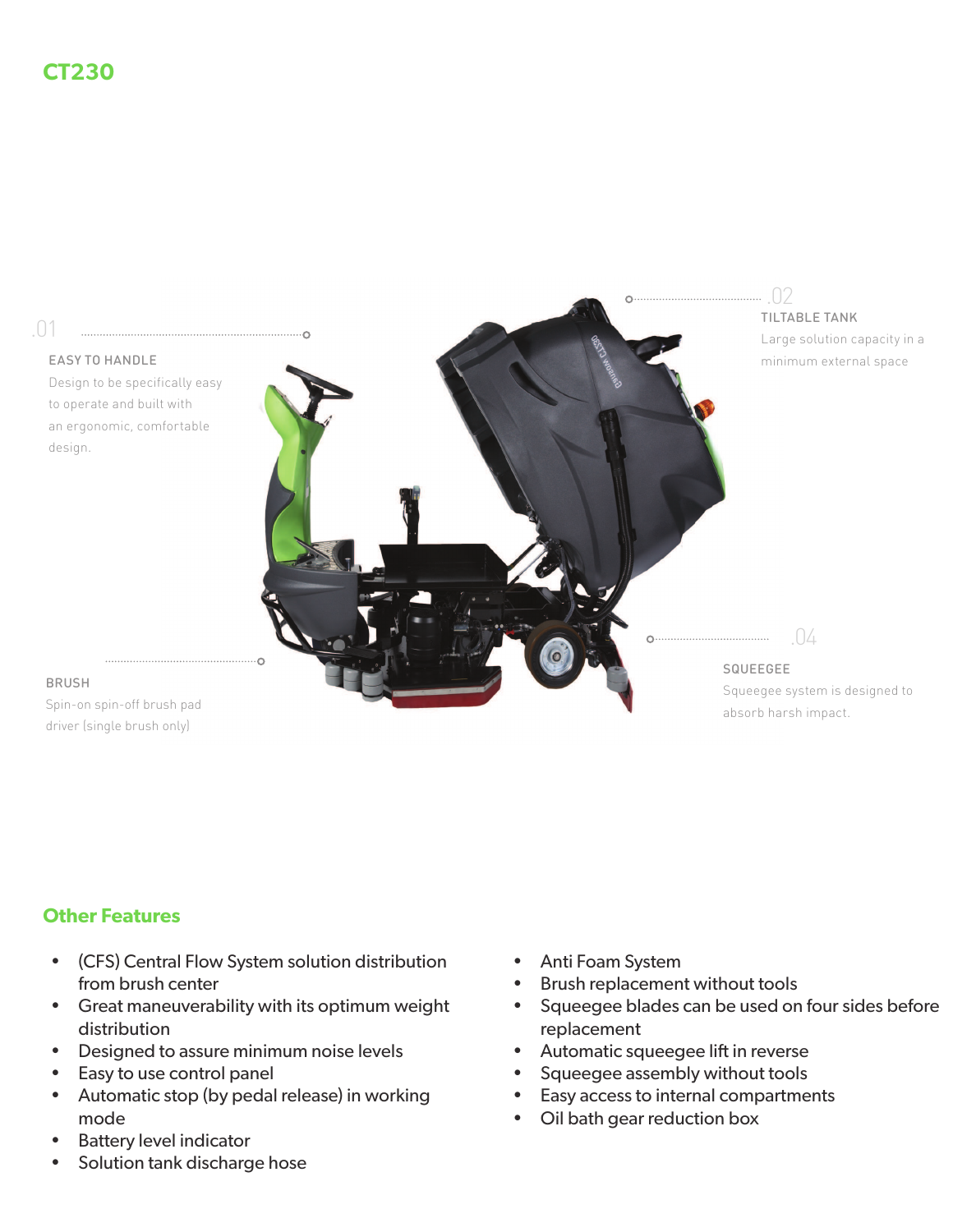# CT230

.01

EASY TO HANDLE

Design to be specifically easy to operate and built with an ergonomic, comfortable design.

.02

TILTABLE TANK

Large solution capacity in a minimum external space

BRUSH

Spin-on spin-off brush pad driver (single brush only)

.04

SQUEEGEE

Squeegee system is designed to absorb harsh impact.

## Other Features

- (CFS) Central Flow System solution distribution from brush center
- Great maneuverability with its optimum weight distribution
- Designed to assure minimum noise levels
- Easy to use control panel
- Automatic stop (by pedal release) in working mode
- Battery level indicator
- Solution tank discharge hose
- Anti Foam System
- Brush replacement without tools
- Squeegee blades can be used on four sides before replacement
- Automatic squeegee lift in reverse
- Squeegee assembly without tools
- Easy access to internal compartments
- Oil bath gear reduction box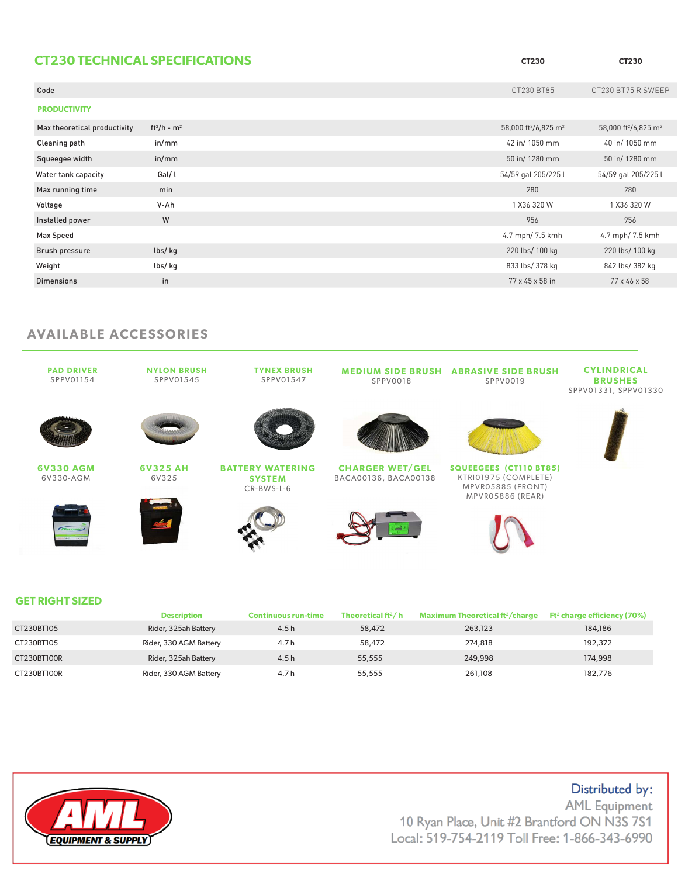## CT230 TECHNICAL SPECIFICATIONS

| | | CT230 | CT230 |
|---|---|---|---|
| Code | | CT230 BT85 | CT230 BT75 R SWEEP |
| **PRODUCTIVITY** | | | |
| Max theoretical productivity | ft²/h - m² | 58,000 ft²/6,825 m² | 58,000 ft²/6,825 m² |
| Cleaning path | in/mm | 42 in/ 1050 mm | 40 in/ 1050 mm |
| Squeegee width | in/mm | 50 in/ 1280 mm | 50 in/ 1280 mm |
| Water tank capacity | Gal/ l | 54/59 gal 205/225 l | 54/59 gal 205/225 l |
| Max running time | min | 280 | 280 |
| Voltage | V-Ah | 1 X36 320 W | 1 X36 320 W |
| Installed power | W | 956 | 956 |
| Max Speed | | 4.7 mph/ 7.5 kmh | 4.7 mph/ 7.5 kmh |
| Brush pressure | lbs/ kg | 220 lbs/ 100 kg | 220 lbs/ 100 kg |
| Weight | lbs/ kg | 833 lbs/ 378 kg | 842 lbs/ 382 kg |
| Dimensions | in | 77 x 45 x 58 in | 77 x 46 x 58 |

## AVAILABLE ACCESSORIES

**PAD DRIVER**
SPPV01154

**NYLON BRUSH**
SPPV01545

**TYNEX BRUSH**
SPPV01547

**MEDIUM SIDE BRUSH**
SPPV0018

**ABRASIVE SIDE BRUSH**
SPPV0019

**CYLINDRICAL BRUSHES**
SPPV01331, SPPV01330

**6V330 AGM**
6V330-AGM

**6V325 AH**
6V325

**BATTERY WATERING SYSTEM**
CR-BWS-L-6

**CHARGER WET/GEL**
BACA00136, BACA00138

**SQUEEGEES (CT110 BT85)**
KTRI01975 (COMPLETE)
MPVR05885 (FRONT)
MPVR05886 (REAR)

## GET RIGHT SIZED

| | Description | Continuous run-time | Theoretical ft²/ h | Maximum Theoretical ft²/charge | Ft² charge efficiency (70%) |
|---|---|---|---|---|---|
| CT230BT105 | Rider, 325ah Battery | 4.5 h | 58,472 | 263,123 | 184,186 |
| CT230BT105 | Rider, 330 AGM Battery | 4.7 h | 58,472 | 274,818 | 192,372 |
| CT230BT100R | Rider, 325ah Battery | 4.5 h | 55,555 | 249,998 | 174,998 |
| CT230BT100R | Rider, 330 AGM Battery | 4.7 h | 55,555 | 261,108 | 182,776 |

AML EQUIPMENT & SUPPLY

Distributed by:
AML Equipment
10 Ryan Place, Unit #2 Brantford ON N3S 7S1
Local: 519-754-2119 Toll Free: 1-866-343-6990